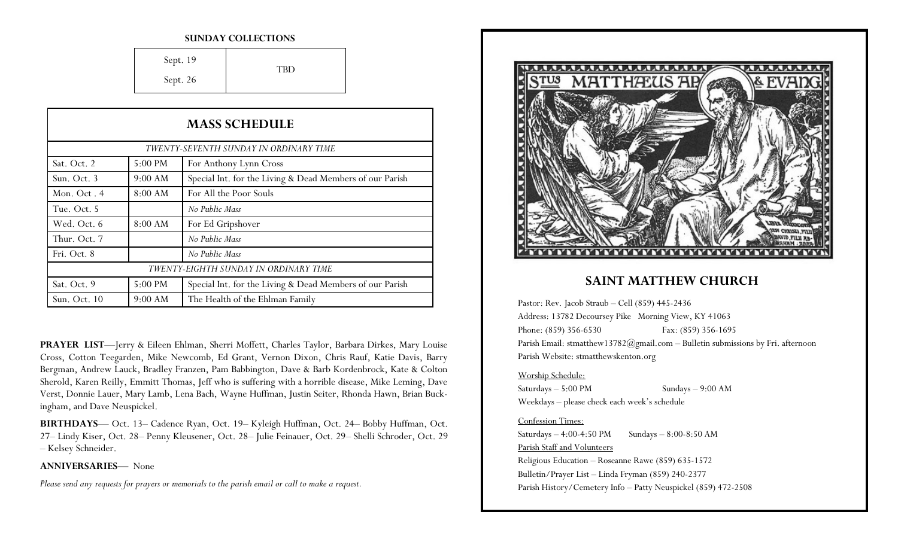**SUNDAY COLLECTIONS**

| Date | Amount |
|---|---|
| Sept. 19 | TBD |
| Sept. 26 | |

## MASS SCHEDULE

| | | |
|---|---|---|
| *TWENTY-SEVENTH SUNDAY IN ORDINARY TIME* | | |
| Sat. Oct. 2 | 5:00 PM | For Anthony Lynn Cross |
| Sun. Oct. 3 | 9:00 AM | Special Int. for the Living & Dead Members of our Parish |
| Mon. Oct . 4 | 8:00 AM | For All the Poor Souls |
| Tue. Oct. 5 | | *No Public Mass* |
| Wed. Oct. 6 | 8:00 AM | For Ed Gripshover |
| Thur. Oct. 7 | | *No Public Mass* |
| Fri. Oct. 8 | | *No Public Mass* |
| *TWENTY-EIGHTH SUNDAY IN ORDINARY TIME* | | |
| Sat. Oct. 9 | 5:00 PM | Special Int. for the Living & Dead Members of our Parish |
| Sun. Oct. 10 | 9:00 AM | The Health of the Ehlman Family |

**PRAYER LIST**—Jerry & Eileen Ehlman, Sherri Moffett, Charles Taylor, Barbara Dirkes, Mary Louise Cross, Cotton Teegarden, Mike Newcomb, Ed Grant, Vernon Dixon, Chris Rauf, Katie Davis, Barry Bergman, Andrew Lauck, Bradley Franzen, Pam Babbington, Dave & Barb Kordenbrock, Kate & Colton Sherold, Karen Reilly, Emmitt Thomas, Jeff who is suffering with a horrible disease, Mike Leming, Dave Verst, Donnie Lauer, Mary Lamb, Lena Bach, Wayne Huffman, Justin Seiter, Rhonda Hawn, Brian Buckingham, and Dave Neuspickel.

**BIRTHDAYS**— Oct. 13– Cadence Ryan, Oct. 19– Kyleigh Huffman, Oct. 24– Bobby Huffman, Oct. 27– Lindy Kiser, Oct. 28– Penny Kleusener, Oct. 28– Julie Feinauer, Oct. 29– Shelli Schroder, Oct. 29 – Kelsey Schneider.

**ANNIVERSARIES—** None

*Please send any requests for prayers or memorials to the parish email or call to make a request.*

## SAINT MATTHEW CHURCH

Pastor: Rev. Jacob Straub – Cell (859) 445-2436

Address: 13782 Decoursey Pike Morning View, KY 41063

Phone: (859) 356-6530 Fax: (859) 356-1695

Parish Email: stmatthew13782@gmail.com – Bulletin submissions by Fri. afternoon

Parish Website: stmatthewskenton.org

Worship Schedule:

Saturdays – 5:00 PM Sundays – 9:00 AM

Weekdays – please check each week's schedule

Confession Times:

Saturdays – 4:00-4:50 PM Sundays – 8:00-8:50 AM

Parish Staff and Volunteers

Religious Education – Roseanne Rawe (859) 635-1572

Bulletin/Prayer List – Linda Fryman (859) 240-2377

Parish History/Cemetery Info – Patty Neuspickel (859) 472-2508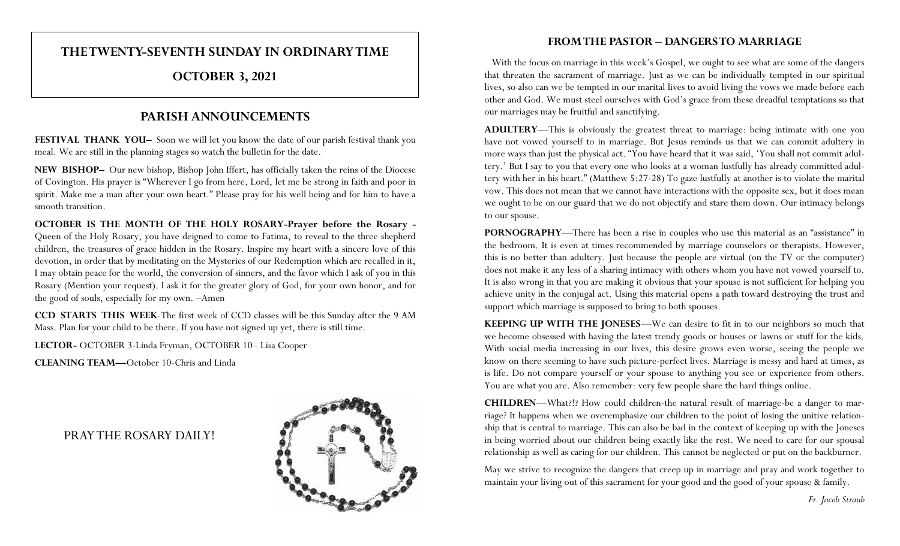# THE TWENTY-SEVENTH SUNDAY IN ORDINARY TIME

## OCTOBER 3, 2021

## PARISH ANNOUNCEMENTS

**FESTIVAL THANK YOU–** Soon we will let you know the date of our parish festival thank you meal. We are still in the planning stages so watch the bulletin for the date.

**NEW BISHOP–** Our new bishop, Bishop John Iffert, has officially taken the reins of the Diocese of Covington. His prayer is "Wherever I go from here, Lord, let me be strong in faith and poor in spirit. Make me a man after your own heart." Please pray for his well being and for him to have a smooth transition.

**OCTOBER IS THE MONTH OF THE HOLY ROSARY-Prayer before the Rosary -** Queen of the Holy Rosary, you have deigned to come to Fatima, to reveal to the three shepherd children, the treasures of grace hidden in the Rosary. Inspire my heart with a sincere love of this devotion, in order that by meditating on the Mysteries of our Redemption which are recalled in it, I may obtain peace for the world, the conversion of sinners, and the favor which I ask of you in this Rosary (Mention your request). I ask it for the greater glory of God, for your own honor, and for the good of souls, especially for my own. –Amen

**CCD STARTS THIS WEEK**-The first week of CCD classes will be this Sunday after the 9 AM Mass. Plan for your child to be there. If you have not signed up yet, there is still time.

**LECTOR-** OCTOBER 3-Linda Fryman, OCTOBER 10– Lisa Cooper

**CLEANING TEAM—**October 10-Chris and Linda

PRAY THE ROSARY DAILY!

## FROM THE PASTOR – DANGERS TO MARRIAGE

With the focus on marriage in this week's Gospel, we ought to see what are some of the dangers that threaten the sacrament of marriage. Just as we can be individually tempted in our spiritual lives, so also can we be tempted in our marital lives to avoid living the vows we made before each other and God. We must steel ourselves with God's grace from these dreadful temptations so that our marriages may be fruitful and sanctifying.

**ADULTERY**—This is obviously the greatest threat to marriage: being intimate with one you have not vowed yourself to in marriage. But Jesus reminds us that we can commit adultery in more ways than just the physical act. "You have heard that it was said, 'You shall not commit adultery.' But I say to you that every one who looks at a woman lustfully has already committed adultery with her in his heart." (Matthew 5:27-28) To gaze lustfully at another is to violate the marital vow. This does not mean that we cannot have interactions with the opposite sex, but it does mean we ought to be on our guard that we do not objectify and stare them down. Our intimacy belongs to our spouse.

**PORNOGRAPHY**—There has been a rise in couples who use this material as an "assistance" in the bedroom. It is even at times recommended by marriage counselors or therapists. However, this is no better than adultery. Just because the people are virtual (on the TV or the computer) does not make it any less of a sharing intimacy with others whom you have not vowed yourself to. It is also wrong in that you are making it obvious that your spouse is not sufficient for helping you achieve unity in the conjugal act. Using this material opens a path toward destroying the trust and support which marriage is supposed to bring to both spouses.

**KEEPING UP WITH THE JONESES**—We can desire to fit in to our neighbors so much that we become obsessed with having the latest trendy goods or houses or lawns or stuff for the kids. With social media increasing in our lives, this desire grows even worse, seeing the people we know on there seeming to have such picture-perfect lives. Marriage is messy and hard at times, as is life. Do not compare yourself or your spouse to anything you see or experience from others. You are what you are. Also remember: very few people share the hard things online.

**CHILDREN**—What?!? How could children-the natural result of marriage-be a danger to marriage? It happens when we overemphasize our children to the point of losing the unitive relationship that is central to marriage. This can also be bad in the context of keeping up with the Joneses in being worried about our children being exactly like the rest. We need to care for our spousal relationship as well as caring for our children. This cannot be neglected or put on the backburner.

May we strive to recognize the dangers that creep up in marriage and pray and work together to maintain your living out of this sacrament for your good and the good of your spouse & family.

*Fr. Jacob Straub*